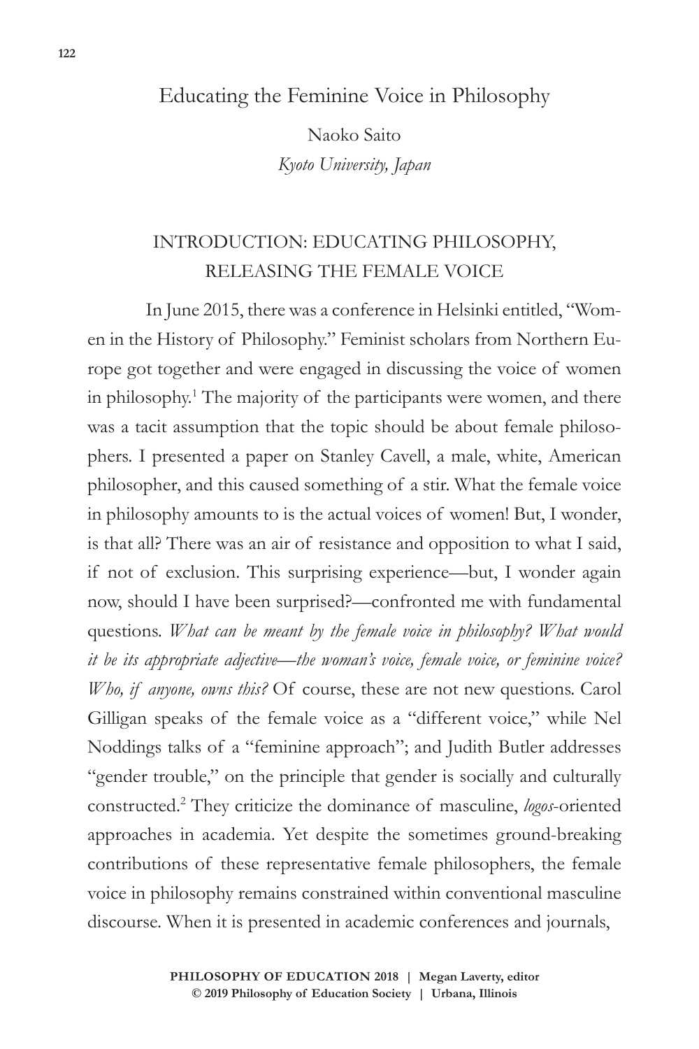# Educating the Feminine Voice in Philosophy

Naoko Saito

*Kyoto University, Japan*

## INTRODUCTION: EDUCATING PHILOSOPHY, RELEASING THE FEMALE VOICE

In June 2015, there was a conference in Helsinki entitled, "Women in the History of Philosophy." Feminist scholars from Northern Europe got together and were engaged in discussing the voice of women in philosophy.[1] The majority of the participants were women, and there was a tacit assumption that the topic should be about female philosophers. I presented a paper on Stanley Cavell, a male, white, American philosopher, and this caused something of a stir. What the female voice in philosophy amounts to is the actual voices of women! But, I wonder, is that all? There was an air of resistance and opposition to what I said, if not of exclusion. This surprising experience—but, I wonder again now, should I have been surprised?—confronted me with fundamental questions. *What can be meant by the female voice in philosophy? What would it be its appropriate adjective—the woman's voice, female voice, or feminine voice? Who, if anyone, owns this?* Of course, these are not new questions. Carol Gilligan speaks of the female voice as a "different voice," while Nel Noddings talks of a "feminine approach"; and Judith Butler addresses "gender trouble," on the principle that gender is socially and culturally constructed.[2] They criticize the dominance of masculine, *logos*-oriented approaches in academia. Yet despite the sometimes ground-breaking contributions of these representative female philosophers, the female voice in philosophy remains constrained within conventional masculine discourse. When it is presented in academic conferences and journals,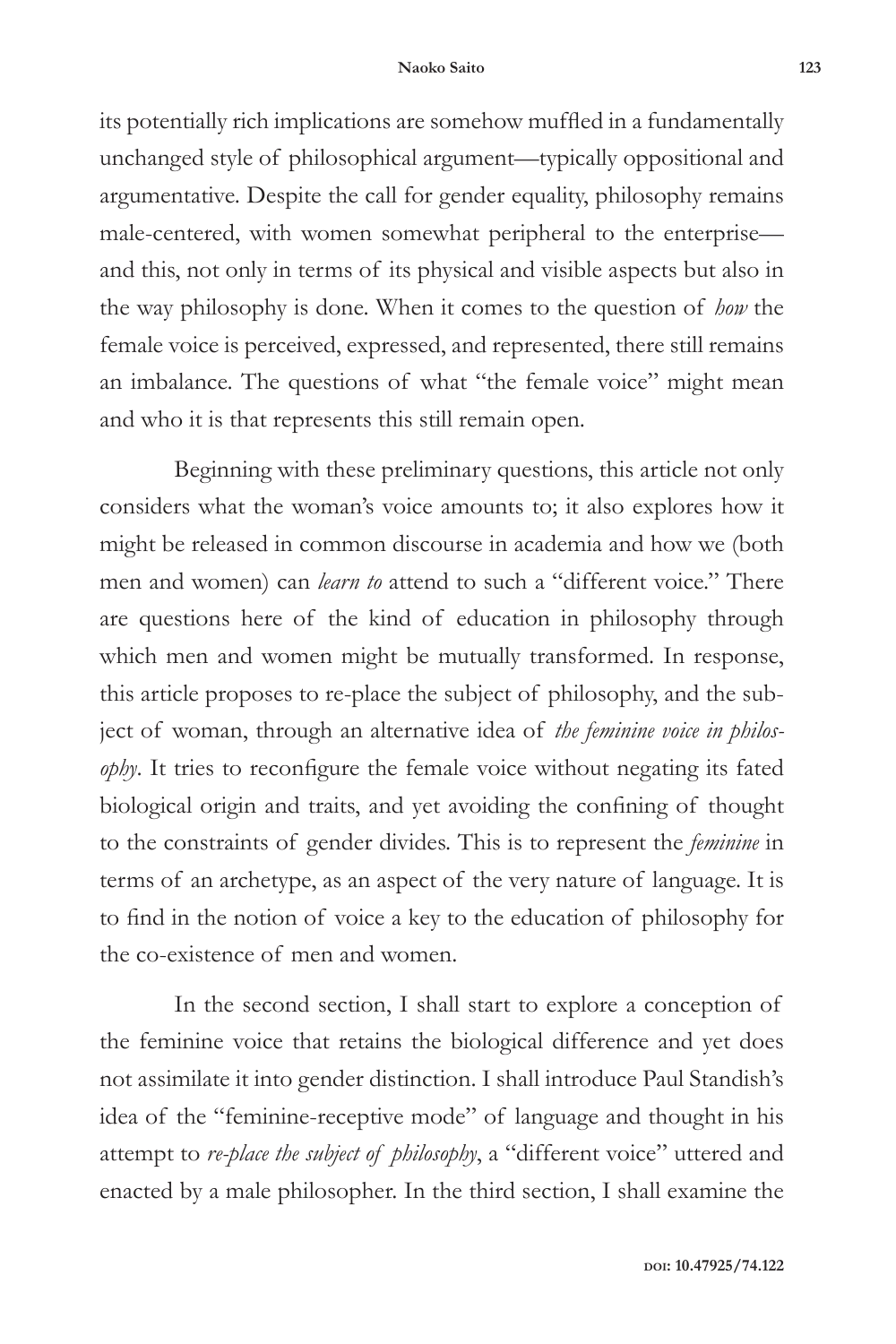its potentially rich implications are somehow muffled in a fundamentally unchanged style of philosophical argument—typically oppositional and argumentative. Despite the call for gender equality, philosophy remains male-centered, with women somewhat peripheral to the enterprise—and this, not only in terms of its physical and visible aspects but also in the way philosophy is done. When it comes to the question of *how* the female voice is perceived, expressed, and represented, there still remains an imbalance. The questions of what "the female voice" might mean and who it is that represents this still remain open.

Beginning with these preliminary questions, this article not only considers what the woman's voice amounts to; it also explores how it might be released in common discourse in academia and how we (both men and women) can *learn to* attend to such a "different voice." There are questions here of the kind of education in philosophy through which men and women might be mutually transformed. In response, this article proposes to re-place the subject of philosophy, and the subject of woman, through an alternative idea of *the feminine voice in philosophy*. It tries to reconfigure the female voice without negating its fated biological origin and traits, and yet avoiding the confining of thought to the constraints of gender divides. This is to represent the *feminine* in terms of an archetype, as an aspect of the very nature of language. It is to find in the notion of voice a key to the education of philosophy for the co-existence of men and women.

In the second section, I shall start to explore a conception of the feminine voice that retains the biological difference and yet does not assimilate it into gender distinction. I shall introduce Paul Standish's idea of the "feminine-receptive mode" of language and thought in his attempt to *re-place the subject of philosophy*, a "different voice" uttered and enacted by a male philosopher. In the third section, I shall examine the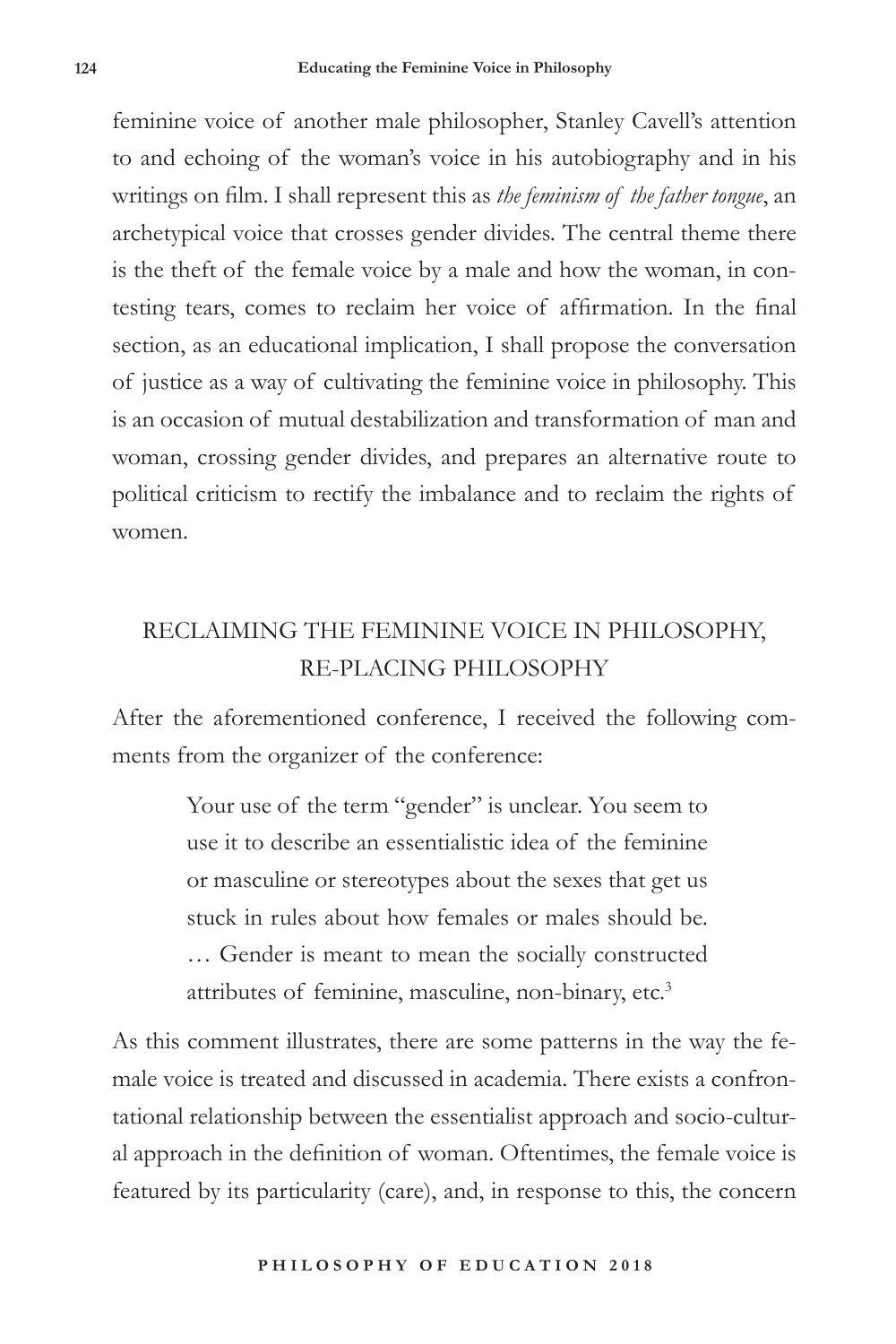feminine voice of another male philosopher, Stanley Cavell's attention to and echoing of the woman's voice in his autobiography and in his writings on film. I shall represent this as *the feminism of the father tongue*, an archetypical voice that crosses gender divides. The central theme there is the theft of the female voice by a male and how the woman, in contesting tears, comes to reclaim her voice of affirmation. In the final section, as an educational implication, I shall propose the conversation of justice as a way of cultivating the feminine voice in philosophy. This is an occasion of mutual destabilization and transformation of man and woman, crossing gender divides, and prepares an alternative route to political criticism to rectify the imbalance and to reclaim the rights of women.

## RECLAIMING THE FEMININE VOICE IN PHILOSOPHY, RE-PLACING PHILOSOPHY

After the aforementioned conference, I received the following comments from the organizer of the conference:

> Your use of the term "gender" is unclear. You seem to use it to describe an essentialistic idea of the feminine or masculine or stereotypes about the sexes that get us stuck in rules about how females or males should be. … Gender is meant to mean the socially constructed attributes of feminine, masculine, non-binary, etc.[3]

As this comment illustrates, there are some patterns in the way the female voice is treated and discussed in academia. There exists a confrontational relationship between the essentialist approach and socio-cultural approach in the definition of woman. Oftentimes, the female voice is featured by its particularity (care), and, in response to this, the concern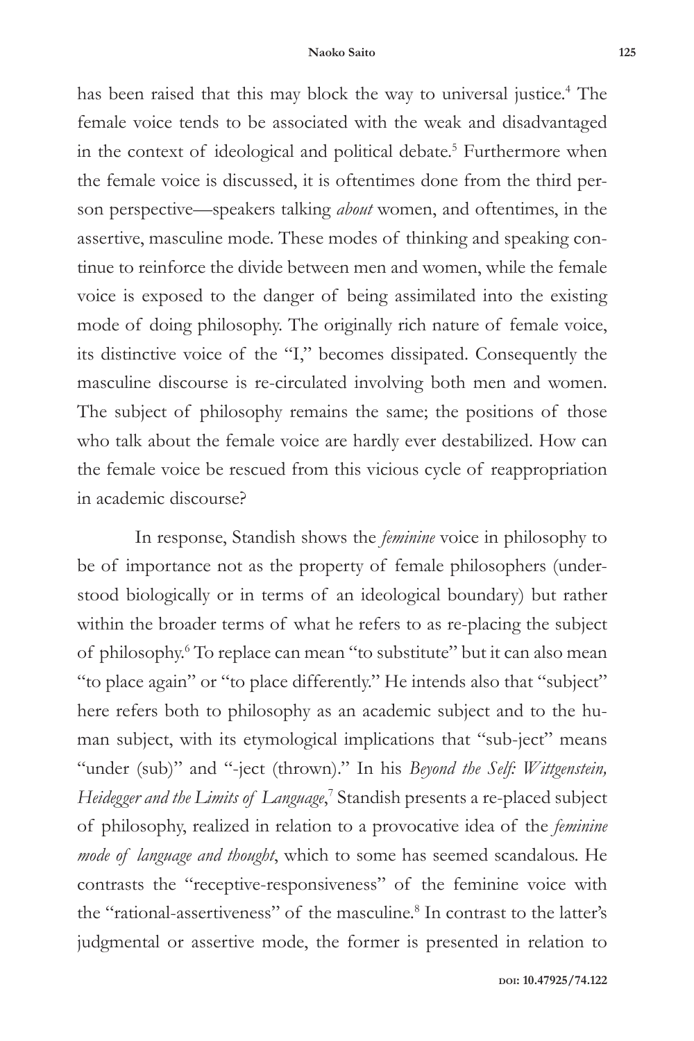has been raised that this may block the way to universal justice.[4] The female voice tends to be associated with the weak and disadvantaged in the context of ideological and political debate.[5] Furthermore when the female voice is discussed, it is oftentimes done from the third person perspective—speakers talking *about* women, and oftentimes, in the assertive, masculine mode. These modes of thinking and speaking continue to reinforce the divide between men and women, while the female voice is exposed to the danger of being assimilated into the existing mode of doing philosophy. The originally rich nature of female voice, its distinctive voice of the "I," becomes dissipated. Consequently the masculine discourse is re-circulated involving both men and women. The subject of philosophy remains the same; the positions of those who talk about the female voice are hardly ever destabilized. How can the female voice be rescued from this vicious cycle of reappropriation in academic discourse?

In response, Standish shows the *feminine* voice in philosophy to be of importance not as the property of female philosophers (understood biologically or in terms of an ideological boundary) but rather within the broader terms of what he refers to as re-placing the subject of philosophy.[6] To replace can mean "to substitute" but it can also mean "to place again" or "to place differently." He intends also that "subject" here refers both to philosophy as an academic subject and to the human subject, with its etymological implications that "sub-ject" means "under (sub)" and "-ject (thrown)." In his *Beyond the Self: Wittgenstein, Heidegger and the Limits of Language*,[7] Standish presents a re-placed subject of philosophy, realized in relation to a provocative idea of the *feminine mode of language and thought*, which to some has seemed scandalous. He contrasts the "receptive-responsiveness" of the feminine voice with the "rational-assertiveness" of the masculine.[8] In contrast to the latter's judgmental or assertive mode, the former is presented in relation to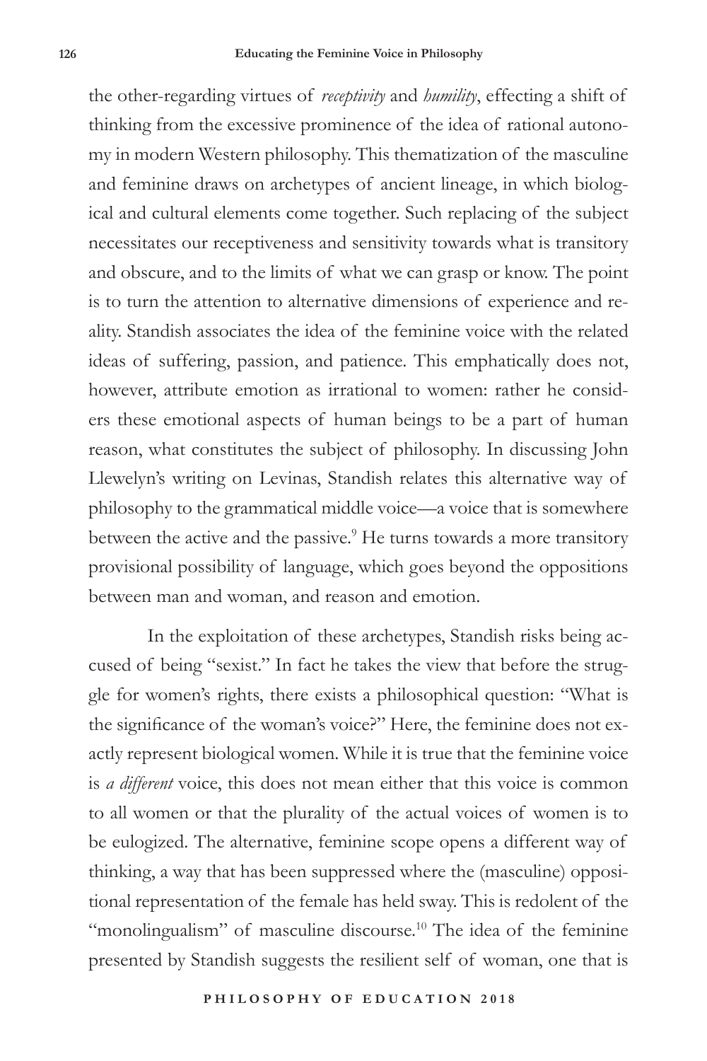the other-regarding virtues of *receptivity* and *humility*, effecting a shift of thinking from the excessive prominence of the idea of rational autonomy in modern Western philosophy. This thematization of the masculine and feminine draws on archetypes of ancient lineage, in which biological and cultural elements come together. Such replacing of the subject necessitates our receptiveness and sensitivity towards what is transitory and obscure, and to the limits of what we can grasp or know. The point is to turn the attention to alternative dimensions of experience and reality. Standish associates the idea of the feminine voice with the related ideas of suffering, passion, and patience. This emphatically does not, however, attribute emotion as irrational to women: rather he considers these emotional aspects of human beings to be a part of human reason, what constitutes the subject of philosophy. In discussing John Llewelyn's writing on Levinas, Standish relates this alternative way of philosophy to the grammatical middle voice—a voice that is somewhere between the active and the passive.[9] He turns towards a more transitory provisional possibility of language, which goes beyond the oppositions between man and woman, and reason and emotion.

In the exploitation of these archetypes, Standish risks being accused of being "sexist." In fact he takes the view that before the struggle for women's rights, there exists a philosophical question: "What is the significance of the woman's voice?" Here, the feminine does not exactly represent biological women. While it is true that the feminine voice is *a different* voice, this does not mean either that this voice is common to all women or that the plurality of the actual voices of women is to be eulogized. The alternative, feminine scope opens a different way of thinking, a way that has been suppressed where the (masculine) oppositional representation of the female has held sway. This is redolent of the "monolingualism" of masculine discourse.[10] The idea of the feminine presented by Standish suggests the resilient self of woman, one that is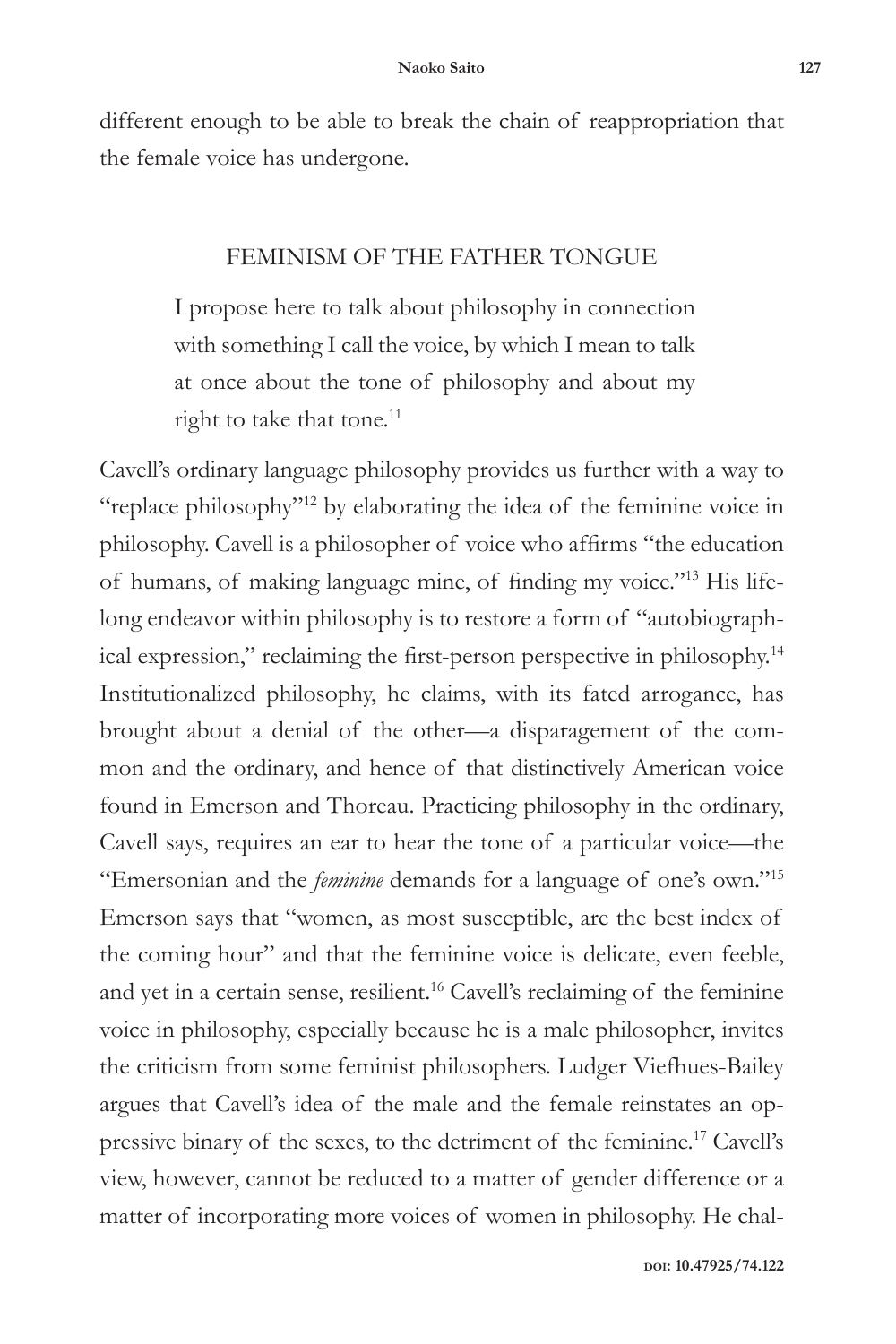different enough to be able to break the chain of reappropriation that the female voice has undergone.

## FEMINISM OF THE FATHER TONGUE

> I propose here to talk about philosophy in connection with something I call the voice, by which I mean to talk at once about the tone of philosophy and about my right to take that tone.[11]

Cavell's ordinary language philosophy provides us further with a way to "replace philosophy"[12] by elaborating the idea of the feminine voice in philosophy. Cavell is a philosopher of voice who affirms "the education of humans, of making language mine, of finding my voice."[13] His lifelong endeavor within philosophy is to restore a form of "autobiographical expression," reclaiming the first-person perspective in philosophy.[14] Institutionalized philosophy, he claims, with its fated arrogance, has brought about a denial of the other—a disparagement of the common and the ordinary, and hence of that distinctively American voice found in Emerson and Thoreau. Practicing philosophy in the ordinary, Cavell says, requires an ear to hear the tone of a particular voice—the "Emersonian and the *feminine* demands for a language of one's own."[15] Emerson says that "women, as most susceptible, are the best index of the coming hour" and that the feminine voice is delicate, even feeble, and yet in a certain sense, resilient.[16] Cavell's reclaiming of the feminine voice in philosophy, especially because he is a male philosopher, invites the criticism from some feminist philosophers. Ludger Viefhues-Bailey argues that Cavell's idea of the male and the female reinstates an oppressive binary of the sexes, to the detriment of the feminine.[17] Cavell's view, however, cannot be reduced to a matter of gender difference or a matter of incorporating more voices of women in philosophy. He chal-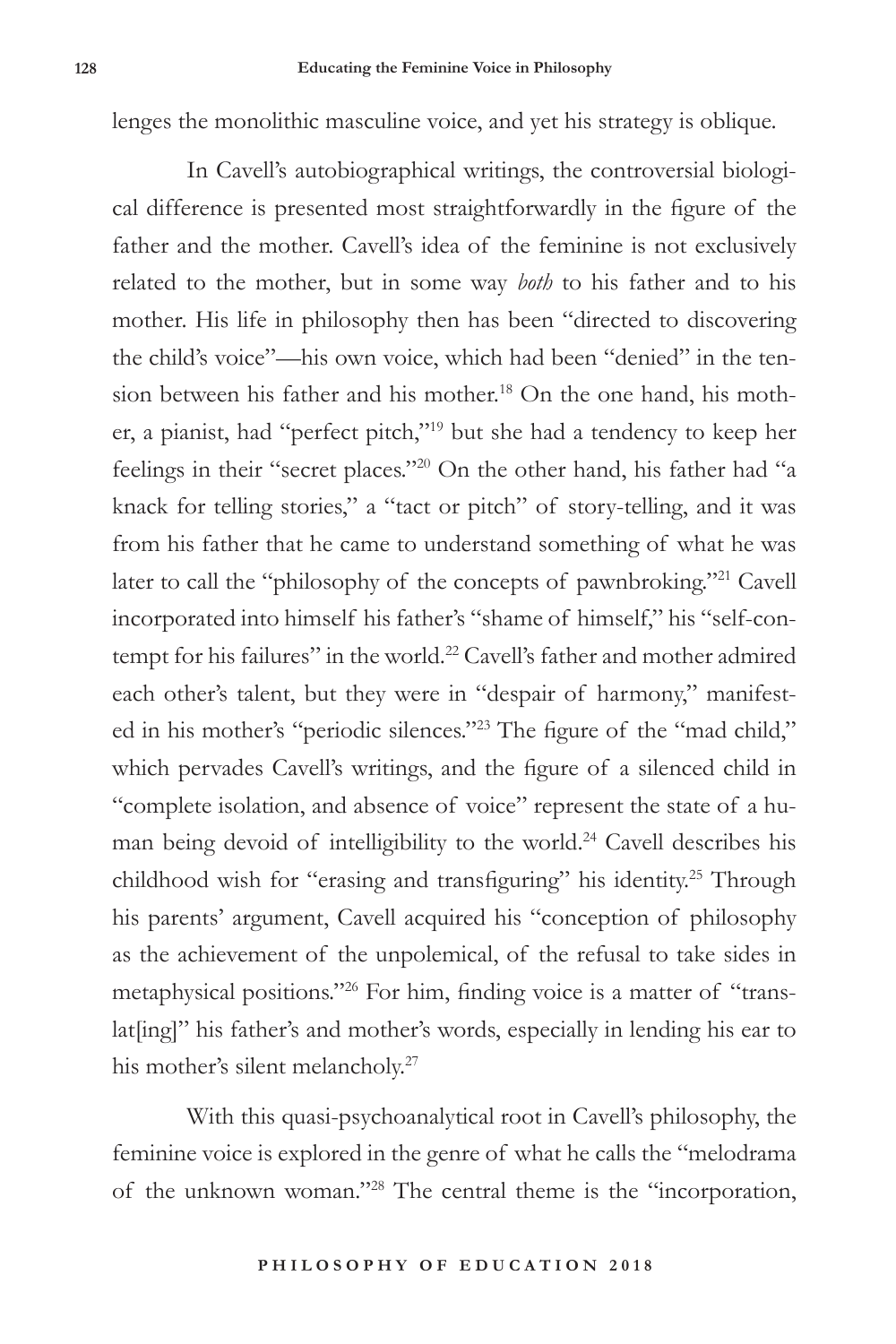lenges the monolithic masculine voice, and yet his strategy is oblique.

In Cavell's autobiographical writings, the controversial biological difference is presented most straightforwardly in the figure of the father and the mother. Cavell's idea of the feminine is not exclusively related to the mother, but in some way *both* to his father and to his mother. His life in philosophy then has been "directed to discovering the child's voice"—his own voice, which had been "denied" in the tension between his father and his mother.[18] On the one hand, his mother, a pianist, had "perfect pitch,"[19] but she had a tendency to keep her feelings in their "secret places."[20] On the other hand, his father had "a knack for telling stories," a "tact or pitch" of story-telling, and it was from his father that he came to understand something of what he was later to call the "philosophy of the concepts of pawnbroking."[21] Cavell incorporated into himself his father's "shame of himself," his "self-contempt for his failures" in the world.[22] Cavell's father and mother admired each other's talent, but they were in "despair of harmony," manifested in his mother's "periodic silences."[23] The figure of the "mad child," which pervades Cavell's writings, and the figure of a silenced child in "complete isolation, and absence of voice" represent the state of a human being devoid of intelligibility to the world.[24] Cavell describes his childhood wish for "erasing and transfiguring" his identity.[25] Through his parents' argument, Cavell acquired his "conception of philosophy as the achievement of the unpolemical, of the refusal to take sides in metaphysical positions."[26] For him, finding voice is a matter of "translat[ing]" his father's and mother's words, especially in lending his ear to his mother's silent melancholy.[27]

With this quasi-psychoanalytical root in Cavell's philosophy, the feminine voice is explored in the genre of what he calls the "melodrama of the unknown woman."[28] The central theme is the "incorporation,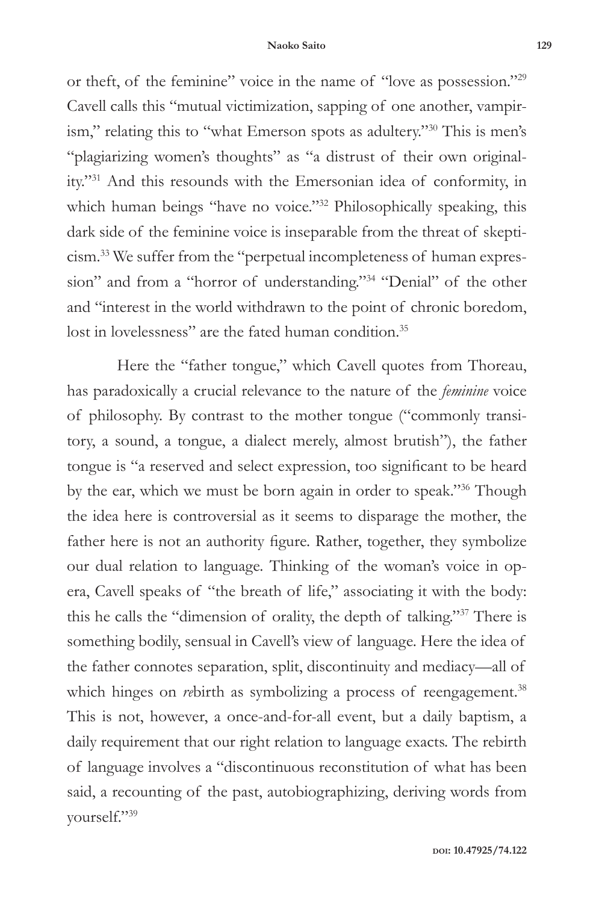or theft, of the feminine" voice in the name of "love as possession."[29] Cavell calls this "mutual victimization, sapping of one another, vampirism," relating this to "what Emerson spots as adultery."[30] This is men's "plagiarizing women's thoughts" as "a distrust of their own originality."[31] And this resounds with the Emersonian idea of conformity, in which human beings "have no voice."[32] Philosophically speaking, this dark side of the feminine voice is inseparable from the threat of skepticism.[33] We suffer from the "perpetual incompleteness of human expression" and from a "horror of understanding."[34] "Denial" of the other and "interest in the world withdrawn to the point of chronic boredom, lost in lovelessness" are the fated human condition.[35]

Here the "father tongue," which Cavell quotes from Thoreau, has paradoxically a crucial relevance to the nature of the *feminine* voice of philosophy. By contrast to the mother tongue ("commonly transitory, a sound, a tongue, a dialect merely, almost brutish"), the father tongue is "a reserved and select expression, too significant to be heard by the ear, which we must be born again in order to speak."[36] Though the idea here is controversial as it seems to disparage the mother, the father here is not an authority figure. Rather, together, they symbolize our dual relation to language. Thinking of the woman's voice in opera, Cavell speaks of "the breath of life," associating it with the body: this he calls the "dimension of orality, the depth of talking."[37] There is something bodily, sensual in Cavell's view of language. Here the idea of the father connotes separation, split, discontinuity and mediacy—all of which hinges on *re*birth as symbolizing a process of reengagement.[38] This is not, however, a once-and-for-all event, but a daily baptism, a daily requirement that our right relation to language exacts. The rebirth of language involves a "discontinuous reconstitution of what has been said, a recounting of the past, autobiographizing, deriving words from yourself."[39]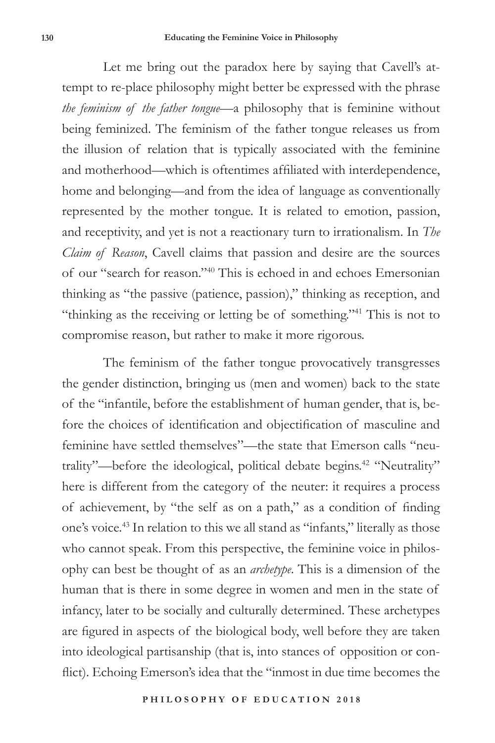Let me bring out the paradox here by saying that Cavell's attempt to re-place philosophy might better be expressed with the phrase *the feminism of the father tongue*—a philosophy that is feminine without being feminized. The feminism of the father tongue releases us from the illusion of relation that is typically associated with the feminine and motherhood—which is oftentimes affiliated with interdependence, home and belonging—and from the idea of language as conventionally represented by the mother tongue. It is related to emotion, passion, and receptivity, and yet is not a reactionary turn to irrationalism. In *The Claim of Reason*, Cavell claims that passion and desire are the sources of our "search for reason."[40] This is echoed in and echoes Emersonian thinking as "the passive (patience, passion)," thinking as reception, and "thinking as the receiving or letting be of something."[41] This is not to compromise reason, but rather to make it more rigorous.

The feminism of the father tongue provocatively transgresses the gender distinction, bringing us (men and women) back to the state of the "infantile, before the establishment of human gender, that is, before the choices of identification and objectification of masculine and feminine have settled themselves"—the state that Emerson calls "neutrality"—before the ideological, political debate begins.[42] "Neutrality" here is different from the category of the neuter: it requires a process of achievement, by "the self as on a path," as a condition of finding one's voice.[43] In relation to this we all stand as "infants," literally as those who cannot speak. From this perspective, the feminine voice in philosophy can best be thought of as an *archetype*. This is a dimension of the human that is there in some degree in women and men in the state of infancy, later to be socially and culturally determined. These archetypes are figured in aspects of the biological body, well before they are taken into ideological partisanship (that is, into stances of opposition or conflict). Echoing Emerson's idea that the "inmost in due time becomes the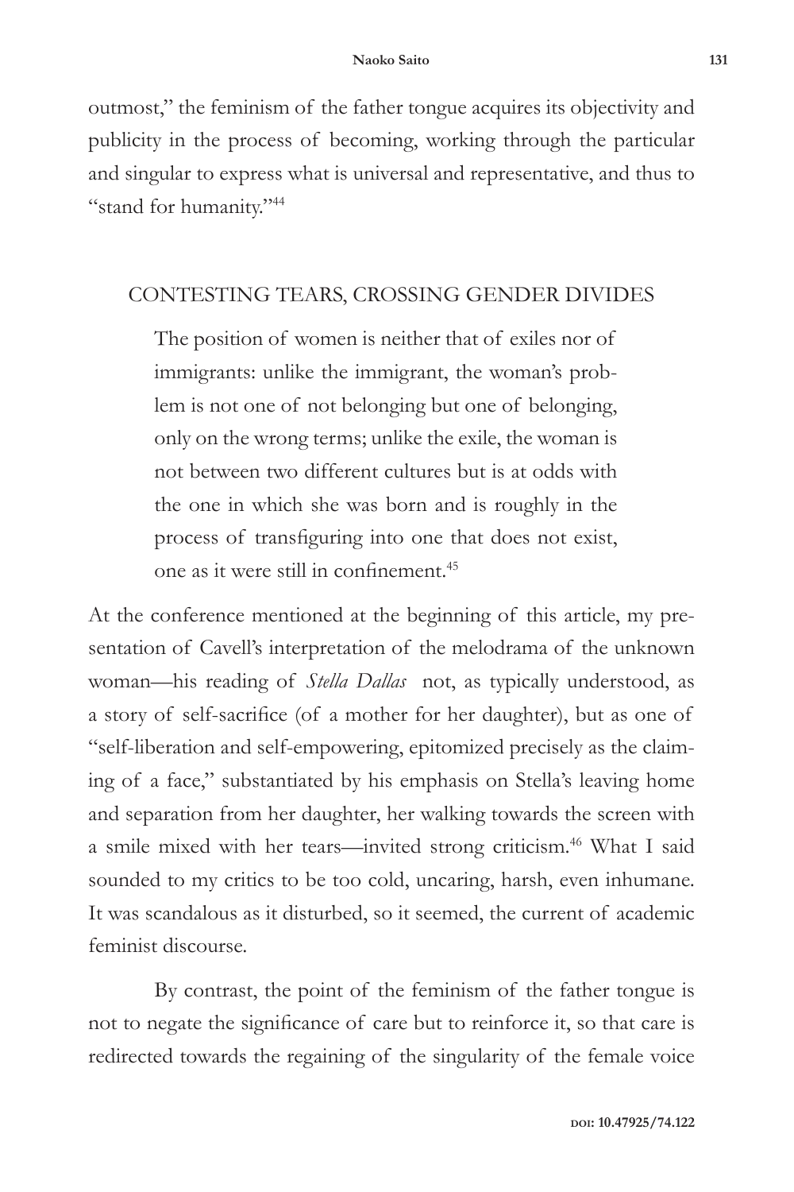outmost," the feminism of the father tongue acquires its objectivity and publicity in the process of becoming, working through the particular and singular to express what is universal and representative, and thus to "stand for humanity."[44]

## CONTESTING TEARS, CROSSING GENDER DIVIDES

> The position of women is neither that of exiles nor of immigrants: unlike the immigrant, the woman's problem is not one of not belonging but one of belonging, only on the wrong terms; unlike the exile, the woman is not between two different cultures but is at odds with the one in which she was born and is roughly in the process of transfiguring into one that does not exist, one as it were still in confinement.[45]

At the conference mentioned at the beginning of this article, my presentation of Cavell's interpretation of the melodrama of the unknown woman—his reading of *Stella Dallas* not, as typically understood, as a story of self-sacrifice (of a mother for her daughter), but as one of "self-liberation and self-empowering, epitomized precisely as the claiming of a face," substantiated by his emphasis on Stella's leaving home and separation from her daughter, her walking towards the screen with a smile mixed with her tears—invited strong criticism.[46] What I said sounded to my critics to be too cold, uncaring, harsh, even inhumane. It was scandalous as it disturbed, so it seemed, the current of academic feminist discourse.

By contrast, the point of the feminism of the father tongue is not to negate the significance of care but to reinforce it, so that care is redirected towards the regaining of the singularity of the female voice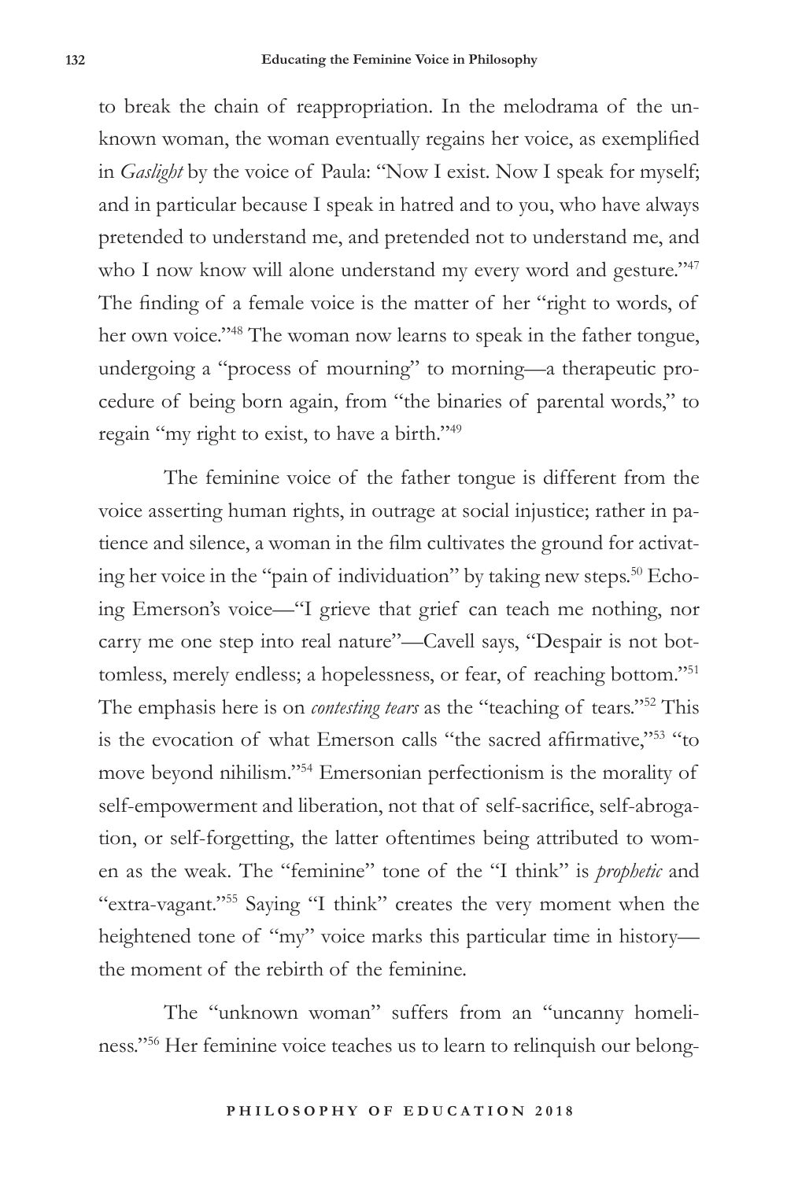to break the chain of reappropriation. In the melodrama of the unknown woman, the woman eventually regains her voice, as exemplified in *Gaslight* by the voice of Paula: "Now I exist. Now I speak for myself; and in particular because I speak in hatred and to you, who have always pretended to understand me, and pretended not to understand me, and who I now know will alone understand my every word and gesture."[47] The finding of a female voice is the matter of her "right to words, of her own voice."[48] The woman now learns to speak in the father tongue, undergoing a "process of mourning" to morning—a therapeutic procedure of being born again, from "the binaries of parental words," to regain "my right to exist, to have a birth."[49]

The feminine voice of the father tongue is different from the voice asserting human rights, in outrage at social injustice; rather in patience and silence, a woman in the film cultivates the ground for activating her voice in the "pain of individuation" by taking new steps.[50] Echoing Emerson's voice—"I grieve that grief can teach me nothing, nor carry me one step into real nature"—Cavell says, "Despair is not bottomless, merely endless; a hopelessness, or fear, of reaching bottom."[51] The emphasis here is on *contesting tears* as the "teaching of tears."[52] This is the evocation of what Emerson calls "the sacred affirmative,"[53] "to move beyond nihilism."[54] Emersonian perfectionism is the morality of self-empowerment and liberation, not that of self-sacrifice, self-abrogation, or self-forgetting, the latter oftentimes being attributed to women as the weak. The "feminine" tone of the "I think" is *prophetic* and "extra-vagant."[55] Saying "I think" creates the very moment when the heightened tone of "my" voice marks this particular time in history—the moment of the rebirth of the feminine.

The "unknown woman" suffers from an "uncanny homeliness."[56] Her feminine voice teaches us to learn to relinquish our belong-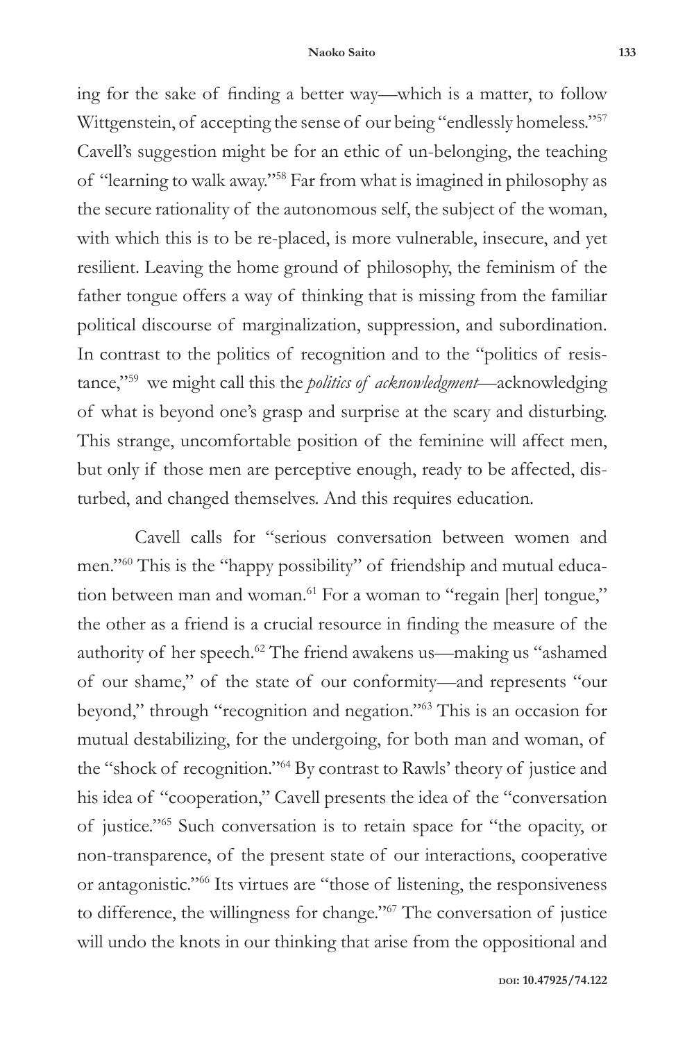ing for the sake of finding a better way—which is a matter, to follow Wittgenstein, of accepting the sense of our being "endlessly homeless."[57] Cavell's suggestion might be for an ethic of un-belonging, the teaching of "learning to walk away."[58] Far from what is imagined in philosophy as the secure rationality of the autonomous self, the subject of the woman, with which this is to be re-placed, is more vulnerable, insecure, and yet resilient. Leaving the home ground of philosophy, the feminism of the father tongue offers a way of thinking that is missing from the familiar political discourse of marginalization, suppression, and subordination. In contrast to the politics of recognition and to the "politics of resistance,"[59] we might call this the *politics of acknowledgment*—acknowledging of what is beyond one's grasp and surprise at the scary and disturbing. This strange, uncomfortable position of the feminine will affect men, but only if those men are perceptive enough, ready to be affected, disturbed, and changed themselves. And this requires education.

Cavell calls for "serious conversation between women and men."[60] This is the "happy possibility" of friendship and mutual education between man and woman.[61] For a woman to "regain [her] tongue," the other as a friend is a crucial resource in finding the measure of the authority of her speech.[62] The friend awakens us—making us "ashamed of our shame," of the state of our conformity—and represents "our beyond," through "recognition and negation."[63] This is an occasion for mutual destabilizing, for the undergoing, for both man and woman, of the "shock of recognition."[64] By contrast to Rawls' theory of justice and his idea of "cooperation," Cavell presents the idea of the "conversation of justice."[65] Such conversation is to retain space for "the opacity, or non-transparence, of the present state of our interactions, cooperative or antagonistic."[66] Its virtues are "those of listening, the responsiveness to difference, the willingness for change."[67] The conversation of justice will undo the knots in our thinking that arise from the oppositional and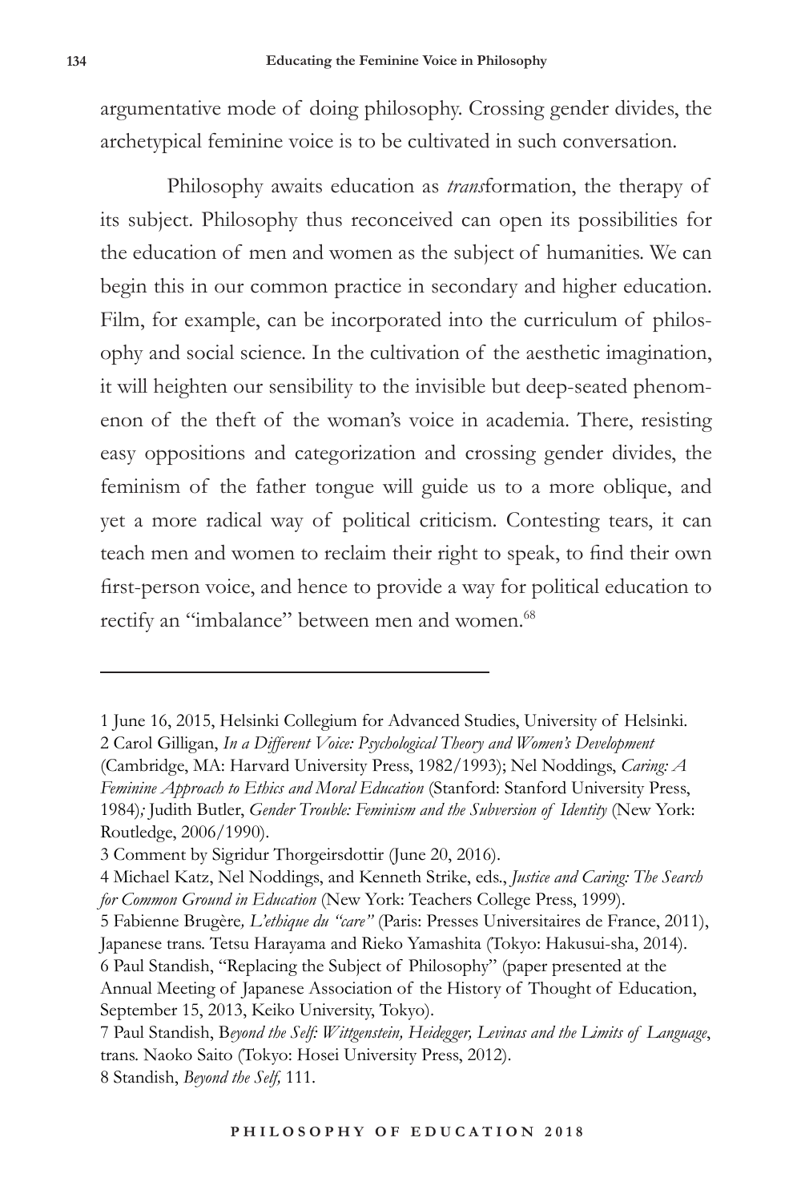argumentative mode of doing philosophy. Crossing gender divides, the archetypical feminine voice is to be cultivated in such conversation.

Philosophy awaits education as *trans*formation, the therapy of its subject. Philosophy thus reconceived can open its possibilities for the education of men and women as the subject of humanities. We can begin this in our common practice in secondary and higher education. Film, for example, can be incorporated into the curriculum of philosophy and social science. In the cultivation of the aesthetic imagination, it will heighten our sensibility to the invisible but deep-seated phenomenon of the theft of the woman's voice in academia. There, resisting easy oppositions and categorization and crossing gender divides, the feminism of the father tongue will guide us to a more oblique, and yet a more radical way of political criticism. Contesting tears, it can teach men and women to reclaim their right to speak, to find their own first-person voice, and hence to provide a way for political education to rectify an "imbalance" between men and women.[68]

---

1 June 16, 2015, Helsinki Collegium for Advanced Studies, University of Helsinki.

2 Carol Gilligan, *In a Different Voice: Psychological Theory and Women's Development* (Cambridge, MA: Harvard University Press, 1982/1993); Nel Noddings, *Caring: A Feminine Approach to Ethics and Moral Education* (Stanford: Stanford University Press, 1984)*;* Judith Butler, *Gender Trouble: Feminism and the Subversion of Identity* (New York: Routledge, 2006/1990).

3 Comment by Sigridur Thorgeirsdottir (June 20, 2016).

4 Michael Katz, Nel Noddings, and Kenneth Strike, eds., *Justice and Caring: The Search for Common Ground in Education* (New York: Teachers College Press, 1999).

5 Fabienne Brugère*, L'ethique du "care"* (Paris: Presses Universitaires de France, 2011), Japanese trans. Tetsu Harayama and Rieko Yamashita (Tokyo: Hakusui-sha, 2014).

6 Paul Standish, "Replacing the Subject of Philosophy" (paper presented at the Annual Meeting of Japanese Association of the History of Thought of Education, September 15, 2013, Keiko University, Tokyo).

7 Paul Standish, B*eyond the Self: Wittgenstein, Heidegger, Levinas and the Limits of Language*, trans. Naoko Saito (Tokyo: Hosei University Press, 2012).

8 Standish, *Beyond the Self,* 111.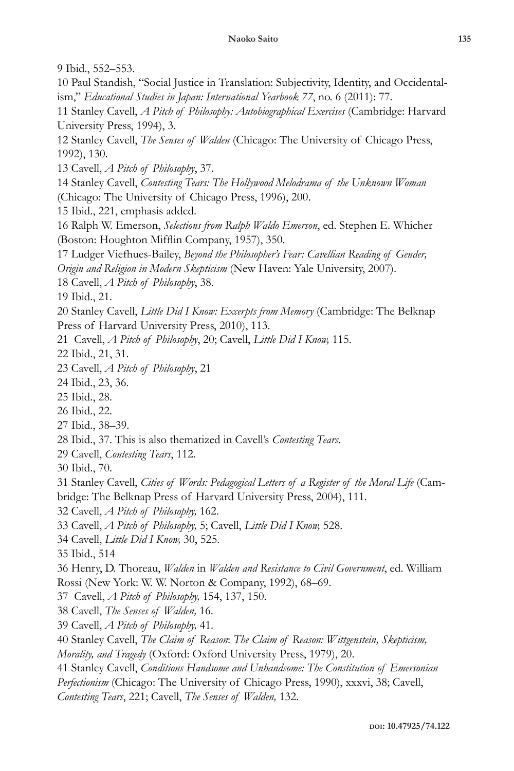9 Ibid., 552–553.

10 Paul Standish, "Social Justice in Translation: Subjectivity, Identity, and Occidentalism," *Educational Studies in Japan: International Yearbook 77*, no. 6 (2011): 77.

11 Stanley Cavell, *A Pitch of Philosophy: Autobiographical Exercises* (Cambridge: Harvard University Press, 1994), 3.

12 Stanley Cavell, *The Senses of Walden* (Chicago: The University of Chicago Press, 1992), 130.

13 Cavell, *A Pitch of Philosophy*, 37.

14 Stanley Cavell, *Contesting Tears: The Hollywood Melodrama of the Unknown Woman* (Chicago: The University of Chicago Press, 1996), 200.

15 Ibid., 221, emphasis added.

16 Ralph W. Emerson, *Selections from Ralph Waldo Emerson*, ed. Stephen E. Whicher (Boston: Houghton Mifflin Company, 1957), 350.

17 Ludger Viefhues-Bailey, *Beyond the Philosopher's Fear: Cavellian Reading of Gender, Origin and Religion in Modern Skepticism* (New Haven: Yale University, 2007).

18 Cavell, *A Pitch of Philosophy*, 38.

19 Ibid., 21.

20 Stanley Cavell, *Little Did I Know: Excerpts from Memory* (Cambridge: The Belknap Press of Harvard University Press, 2010), 113.

21 Cavell, *A Pitch of Philosophy*, 20; Cavell, *Little Did I Know,* 115.

22 Ibid., 21, 31.

23 Cavell, *A Pitch of Philosophy*, 21

24 Ibid., 23, 36.

25 Ibid., 28.

26 Ibid., 22.

27 Ibid., 38–39.

28 Ibid., 37. This is also thematized in Cavell's *Contesting Tears*.

29 Cavell, *Contesting Tears*, 112.

30 Ibid., 70.

31 Stanley Cavell, *Cities of Words: Pedagogical Letters of a Register of the Moral Life* (Cambridge: The Belknap Press of Harvard University Press, 2004), 111.

32 Cavell, *A Pitch of Philosophy,* 162.

33 Cavell, *A Pitch of Philosophy,* 5; Cavell, *Little Did I Know,* 528.

34 Cavell, *Little Did I Know,* 30, 525.

35 Ibid., 514

36 Henry, D. Thoreau, *Walden* in *Walden and Resistance to Civil Government*, ed. William Rossi (New York: W. W. Norton & Company, 1992), 68–69.

37 Cavell, *A Pitch of Philosophy,* 154, 137, 150.

38 Cavell, *The Senses of Walden,* 16.

39 Cavell, *A Pitch of Philosophy,* 41.

40 Stanley Cavell, *The Claim of Reason*: *The Claim of Reason: Wittgenstein, Skepticism, Morality, and Tragedy* (Oxford: Oxford University Press, 1979), 20.

41 Stanley Cavell, *Conditions Handsome and Unhandsome: The Constitution of Emersonian Perfectionism* (Chicago: The University of Chicago Press, 1990), xxxvi, 38; Cavell, *Contesting Tears*, 221; Cavell, *The Senses of Walden,* 132.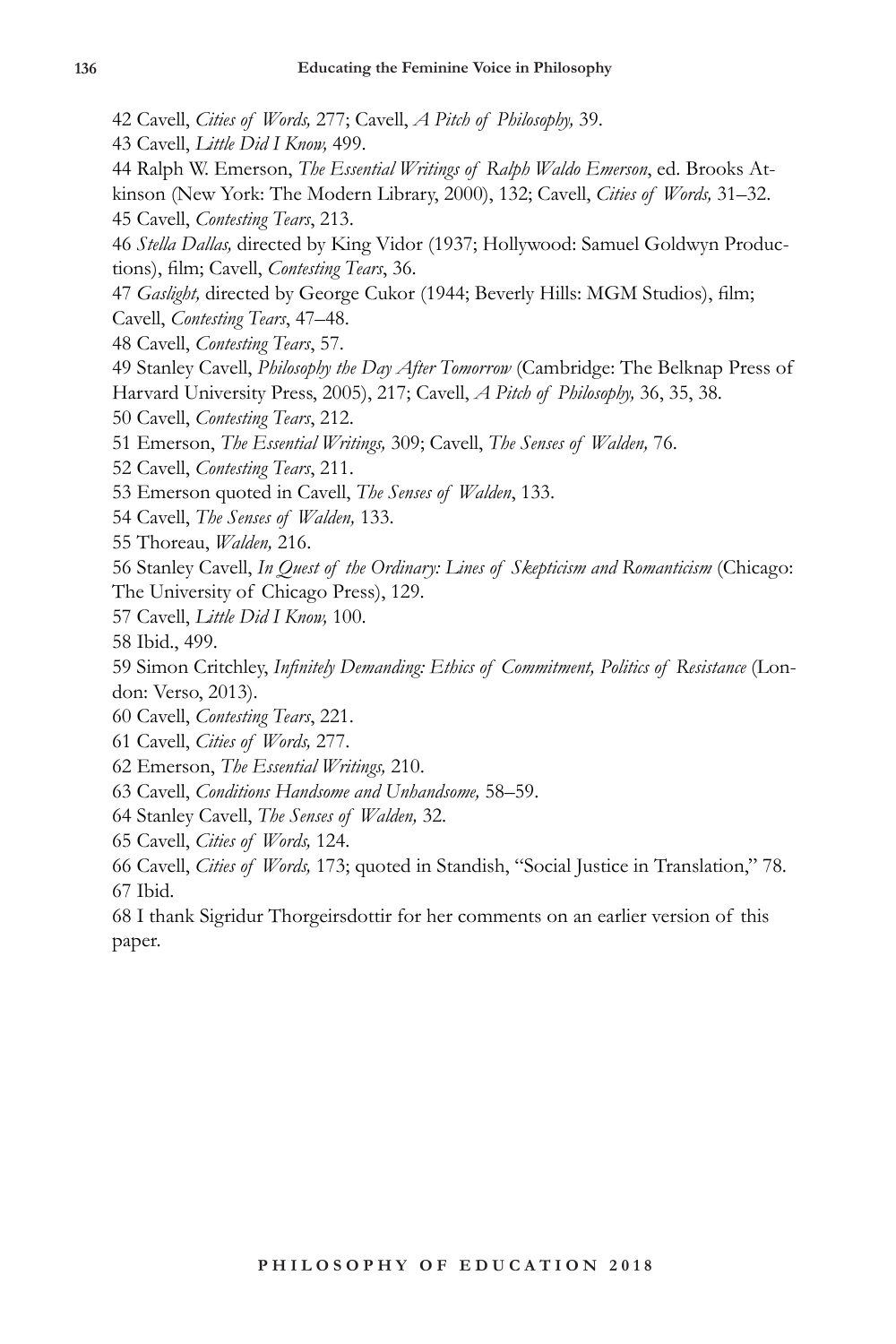42 Cavell, *Cities of Words,* 277; Cavell, *A Pitch of Philosophy,* 39.

43 Cavell, *Little Did I Know,* 499.

44 Ralph W. Emerson, *The Essential Writings of Ralph Waldo Emerson*, ed. Brooks Atkinson (New York: The Modern Library, 2000), 132; Cavell, *Cities of Words,* 31–32.

45 Cavell, *Contesting Tears*, 213.

46 *Stella Dallas,* directed by King Vidor (1937; Hollywood: Samuel Goldwyn Productions), film; Cavell, *Contesting Tears*, 36.

47 *Gaslight,* directed by George Cukor (1944; Beverly Hills: MGM Studios), film; Cavell, *Contesting Tears*, 47–48.

48 Cavell, *Contesting Tears*, 57.

49 Stanley Cavell, *Philosophy the Day After Tomorrow* (Cambridge: The Belknap Press of Harvard University Press, 2005), 217; Cavell, *A Pitch of Philosophy,* 36, 35, 38.

50 Cavell, *Contesting Tears*, 212.

51 Emerson, *The Essential Writings,* 309; Cavell, *The Senses of Walden,* 76.

52 Cavell, *Contesting Tears*, 211.

53 Emerson quoted in Cavell, *The Senses of Walden*, 133.

54 Cavell, *The Senses of Walden,* 133.

55 Thoreau, *Walden,* 216.

56 Stanley Cavell, *In Quest of the Ordinary: Lines of Skepticism and Romanticism* (Chicago: The University of Chicago Press), 129.

57 Cavell, *Little Did I Know,* 100.

58 Ibid., 499.

59 Simon Critchley, *Infinitely Demanding: Ethics of Commitment, Politics of Resistance* (London: Verso, 2013).

60 Cavell, *Contesting Tears*, 221.

61 Cavell, *Cities of Words,* 277.

62 Emerson, *The Essential Writings,* 210.

63 Cavell, *Conditions Handsome and Unhandsome,* 58–59.

64 Stanley Cavell, *The Senses of Walden,* 32.

65 Cavell, *Cities of Words,* 124.

66 Cavell, *Cities of Words,* 173; quoted in Standish, "Social Justice in Translation," 78.

67 Ibid.

68 I thank Sigridur Thorgeirsdottir for her comments on an earlier version of this paper.